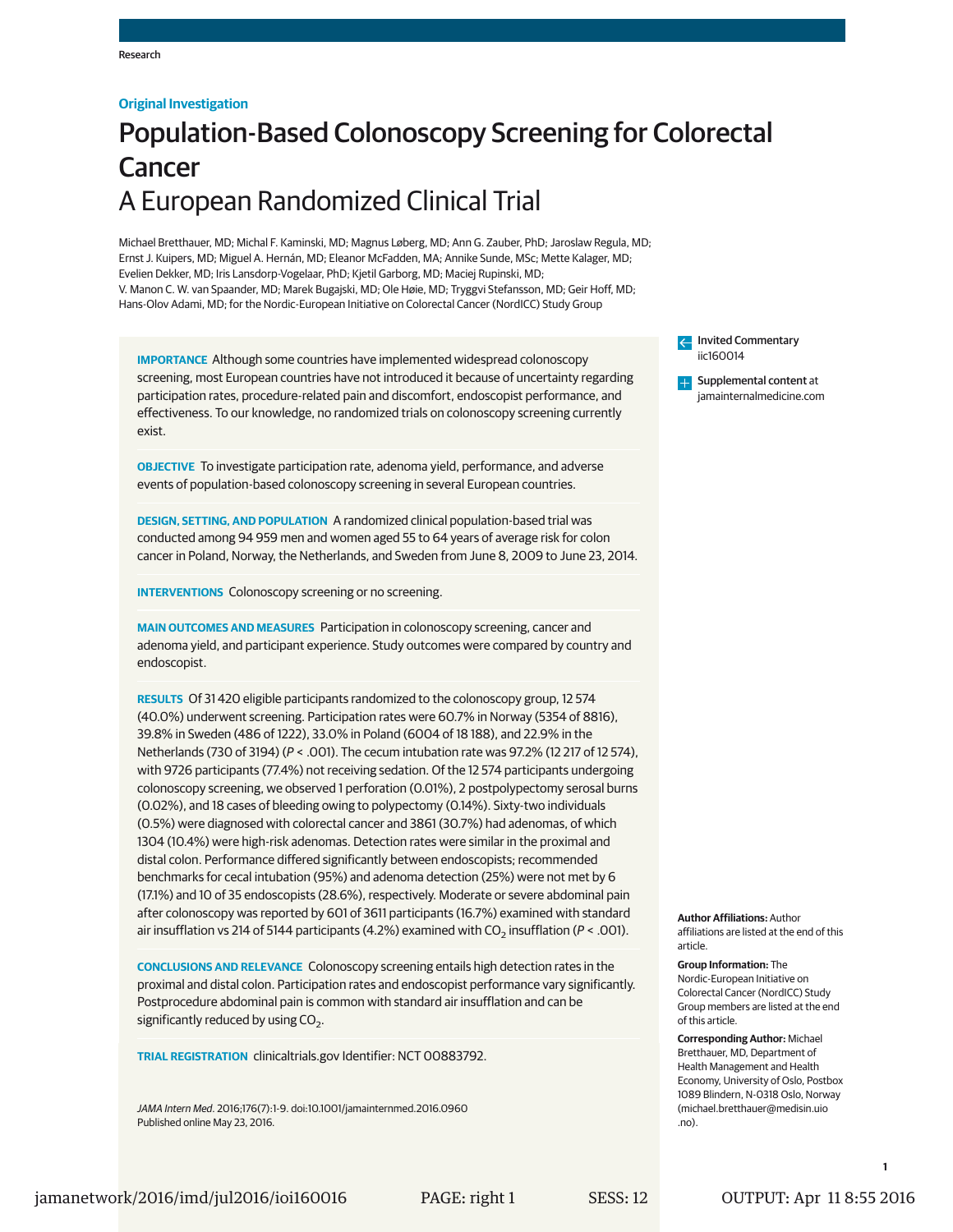Research

**Original Investigation**

# Population-Based Colonoscopy Screening for Colorectal Cancer

## A European Randomized Clinical Trial

Michael Bretthauer, MD; Michal F. Kaminski, MD; Magnus Løberg, MD; Ann G. Zauber, PhD; Jaroslaw Regula, MD; Ernst J. Kuipers, MD; Miguel A. Hernán, MD; Eleanor McFadden, MA; Annike Sunde, MSc; Mette Kalager, MD; Evelien Dekker, MD; Iris Lansdorp-Vogelaar, PhD; Kjetil Garborg, MD; Maciej Rupinski, MD; V. Manon C. W. van Spaander, MD; Marek Bugajski, MD; Ole Høie, MD; Tryggvi Stefansson, MD; Geir Hoff, MD; Hans-Olov Adami, MD; for the Nordic-European Initiative on Colorectal Cancer (NordICC) Study Group

**IMPORTANCE** Although some countries have implemented widespread colonoscopy screening, most European countries have not introduced it because of uncertainty regarding participation rates, procedure-related pain and discomfort, endoscopist performance, and effectiveness. To our knowledge, no randomized trials on colonoscopy screening currently exist.

**OBJECTIVE** To investigate participation rate, adenoma yield, performance, and adverse events of population-based colonoscopy screening in several European countries.

**DESIGN, SETTING, AND POPULATION** A randomized clinical population-based trial was conducted among 94 959 men and women aged 55 to 64 years of average risk for colon cancer in Poland, Norway, the Netherlands, and Sweden from June 8, 2009 to June 23, 2014.

**INTERVENTIONS** Colonoscopy screening or no screening.

**MAIN OUTCOMES AND MEASURES** Participation in colonoscopy screening, cancer and adenoma yield, and participant experience. Study outcomes were compared by country and endoscopist.

**RESULTS** Of 31 420 eligible participants randomized to the colonoscopy group, 12 574 (40.0%) underwent screening. Participation rates were 60.7% in Norway (5354 of 8816), 39.8% in Sweden (486 of 1222), 33.0% in Poland (6004 of 18 188), and 22.9% in the Netherlands (730 of 3194) ($P < .001$). The cecum intubation rate was 97.2% (12 217 of 12 574), with 9726 participants (77.4%) not receiving sedation. Of the 12 574 participants undergoing colonoscopy screening, we observed 1 perforation (0.01%), 2 postpolypectomy serosal burns (0.02%), and 18 cases of bleeding owing to polypectomy (0.14%). Sixty-two individuals (0.5%) were diagnosed with colorectal cancer and 3861 (30.7%) had adenomas, of which 1304 (10.4%) were high-risk adenomas. Detection rates were similar in the proximal and distal colon. Performance differed significantly between endoscopists; recommended benchmarks for cecal intubation (95%) and adenoma detection (25%) were not met by 6 (17.1%) and 10 of 35 endoscopists (28.6%), respectively. Moderate or severe abdominal pain after colonoscopy was reported by 601 of 3611 participants (16.7%) examined with standard air insufflation vs 214 of 5144 participants (4.2%) examined with $CO_2$ insufflation ($P < .001$).

**CONCLUSIONS AND RELEVANCE** Colonoscopy screening entails high detection rates in the proximal and distal colon. Participation rates and endoscopist performance vary significantly. Postprocedure abdominal pain is common with standard air insufflation and can be significantly reduced by using $CO_2$.

**TRIAL REGISTRATION** clinicaltrials.gov Identifier: NCT 00883792.

*JAMA Intern Med*. 2016;176(7):1-9. doi:10.1001/jamainternmed.2016.0960
Published online May 23, 2016.

Invited Commentary iic160014

Supplemental content at jamainternalmedicine.com

**Author Affiliations:** Author affiliations are listed at the end of this article.

**Group Information:** The Nordic-European Initiative on Colorectal Cancer (NordICC) Study Group members are listed at the end of this article.

**Corresponding Author:** Michael Bretthauer, MD, Department of Health Management and Health Economy, University of Oslo, Postbox 1089 Blindern, N-0318 Oslo, Norway (michael.bretthauer@medisin.uio.no).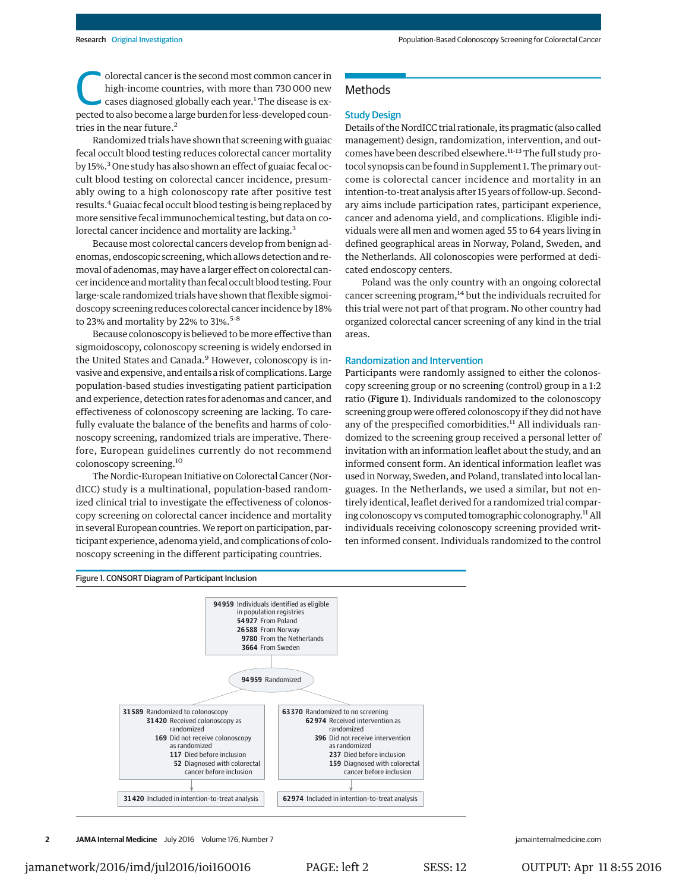Colorectal cancer is the second most common cancer in high-income countries, with more than 730 000 new cases diagnosed globally each year.[1] The disease is expected to also become a large burden for less-developed countries in the near future.[2]

Randomized trials have shown that screening with guaiac fecal occult blood testing reduces colorectal cancer mortality by 15%.[3] One study has also shown an effect of guaiac fecal occult blood testing on colorectal cancer incidence, presumably owing to a high colonoscopy rate after positive test results.[4] Guaiac fecal occult blood testing is being replaced by more sensitive fecal immunochemical testing, but data on colorectal cancer incidence and mortality are lacking.[3]

Because most colorectal cancers develop from benign adenomas, endoscopic screening, which allows detection and removal of adenomas, may have a larger effect on colorectal cancer incidence and mortality than fecal occult blood testing. Four large-scale randomized trials have shown that flexible sigmoidoscopy screening reduces colorectal cancer incidence by 18% to 23% and mortality by 22% to 31%.[5-8]

Because colonoscopy is believed to be more effective than sigmoidoscopy, colonoscopy screening is widely endorsed in the United States and Canada.[9] However, colonoscopy is invasive and expensive, and entails a risk of complications. Large population-based studies investigating patient participation and experience, detection rates for adenomas and cancer, and effectiveness of colonoscopy screening are lacking. To carefully evaluate the balance of the benefits and harms of colonoscopy screening, randomized trials are imperative. Therefore, European guidelines currently do not recommend colonoscopy screening.[10]

The Nordic-European Initiative on Colorectal Cancer (NordICC) study is a multinational, population-based randomized clinical trial to investigate the effectiveness of colonoscopy screening on colorectal cancer incidence and mortality in several European countries. We report on participation, participant experience, adenoma yield, and complications of colonoscopy screening in the different participating countries.

## Methods

### Study Design

Details of the NordICC trial rationale, its pragmatic (also called management) design, randomization, intervention, and outcomes have been described elsewhere.[11-13] The full study protocol synopsis can be found in Supplement 1. The primary outcome is colorectal cancer incidence and mortality in an intention-to-treat analysis after 15 years of follow-up. Secondary aims include participation rates, participant experience, cancer and adenoma yield, and complications. Eligible individuals were all men and women aged 55 to 64 years living in defined geographical areas in Norway, Poland, Sweden, and the Netherlands. All colonoscopies were performed at dedicated endoscopy centers.

Poland was the only country with an ongoing colorectal cancer screening program,[14] but the individuals recruited for this trial were not part of that program. No other country had organized colorectal cancer screening of any kind in the trial areas.

### Randomization and Intervention

Participants were randomly assigned to either the colonoscopy screening group or no screening (control) group in a 1:2 ratio (**Figure 1**). Individuals randomized to the colonoscopy screening group were offered colonoscopy if they did not have any of the prespecified comorbidities.[11] All individuals randomized to the screening group received a personal letter of invitation with an information leaflet about the study, and an informed consent form. An identical information leaflet was used in Norway, Sweden, and Poland, translated into local languages. In the Netherlands, we used a similar, but not entirely identical, leaflet derived for a randomized trial comparing colonoscopy vs computed tomographic colonography.[11] All individuals receiving colonoscopy screening provided written informed consent. Individuals randomized to the control

Figure 1. CONSORT Diagram of Participant Inclusion

**94 959** Individuals identified as eligible in population registries
- **54 927** From Poland
- **26 588** From Norway
- **9780** From the Netherlands
- **3664** From Sweden

**94 959** Randomized

**31 589** Randomized to colonoscopy
- **31 420** Received colonoscopy as randomized
- **169** Did not receive colonoscopy as randomized
  - **117** Died before inclusion
  - **52** Diagnosed with colorectal cancer before inclusion

**31 420** Included in intention-to-treat analysis

**63 370** Randomized to no screening
- **62 974** Received intervention as randomized
- **396** Did not receive intervention as randomized
  - **237** Died before inclusion
  - **159** Diagnosed with colorectal cancer before inclusion

**62 974** Included in intention-to-treat analysis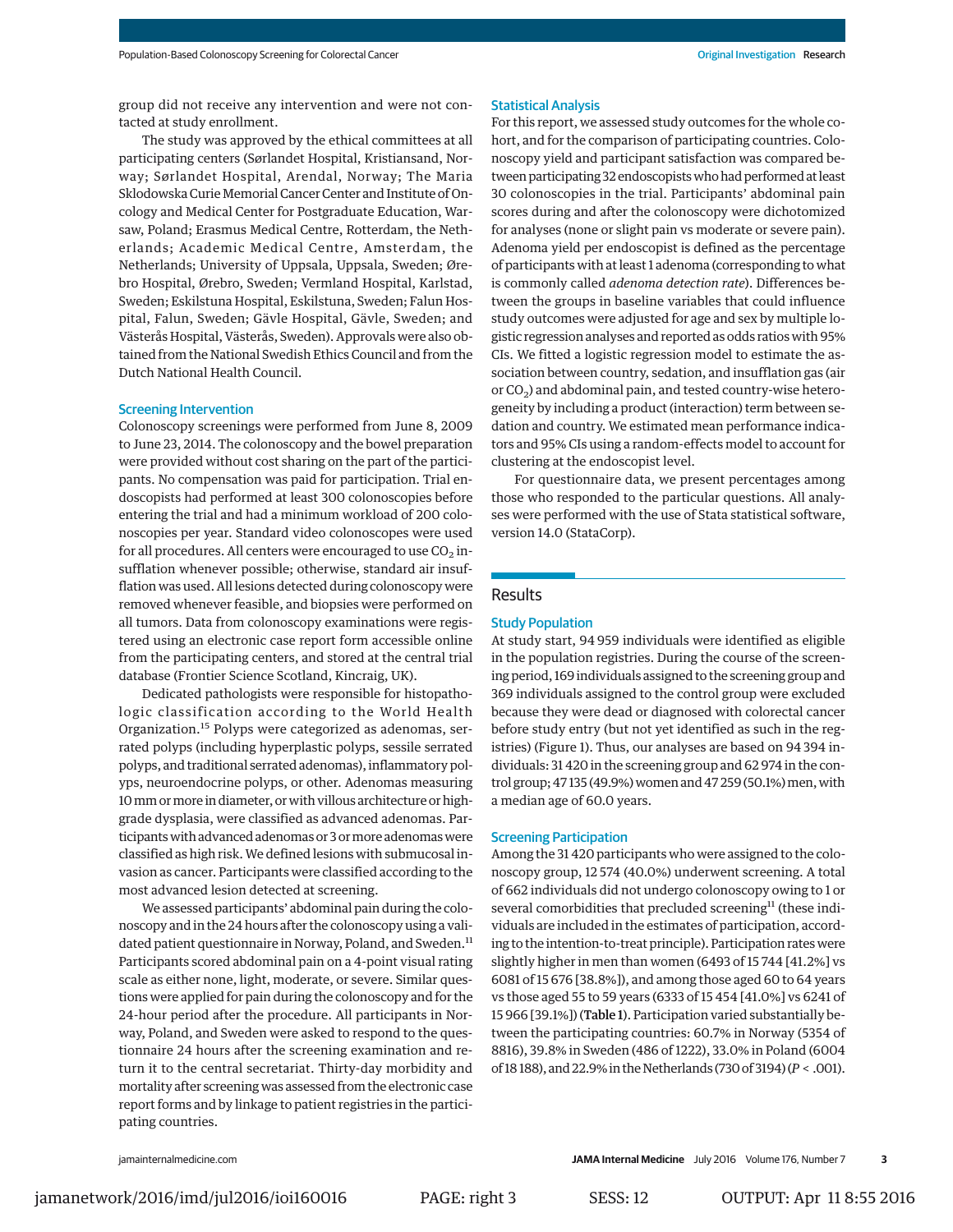group did not receive any intervention and were not contacted at study enrollment.

The study was approved by the ethical committees at all participating centers (Sørlandet Hospital, Kristiansand, Norway; Sørlandet Hospital, Arendal, Norway; The Maria Sklodowska Curie Memorial Cancer Center and Institute of Oncology and Medical Center for Postgraduate Education, Warsaw, Poland; Erasmus Medical Centre, Rotterdam, the Netherlands; Academic Medical Centre, Amsterdam, the Netherlands; University of Uppsala, Uppsala, Sweden; Ørebro Hospital, Ørebro, Sweden; Vermland Hospital, Karlstad, Sweden; Eskilstuna Hospital, Eskilstuna, Sweden; Falun Hospital, Falun, Sweden; Gävle Hospital, Gävle, Sweden; and Västerås Hospital, Västerås, Sweden). Approvals were also obtained from the National Swedish Ethics Council and from the Dutch National Health Council.

### Screening Intervention

Colonoscopy screenings were performed from June 8, 2009 to June 23, 2014. The colonoscopy and the bowel preparation were provided without cost sharing on the part of the participants. No compensation was paid for participation. Trial endoscopists had performed at least 300 colonoscopies before entering the trial and had a minimum workload of 200 colonoscopies per year. Standard video colonoscopes were used for all procedures. All centers were encouraged to use $CO_2$ insufflation whenever possible; otherwise, standard air insufflation was used. All lesions detected during colonoscopy were removed whenever feasible, and biopsies were performed on all tumors. Data from colonoscopy examinations were registered using an electronic case report form accessible online from the participating centers, and stored at the central trial database (Frontier Science Scotland, Kincraig, UK).

Dedicated pathologists were responsible for histopathologic classification according to the World Health Organization.[15] Polyps were categorized as adenomas, serrated polyps (including hyperplastic polyps, sessile serrated polyps, and traditional serrated adenomas), inflammatory polyps, neuroendocrine polyps, or other. Adenomas measuring 10 mm or more in diameter, or with villous architecture or high-grade dysplasia, were classified as advanced adenomas. Participants with advanced adenomas or 3 or more adenomas were classified as high risk. We defined lesions with submucosal invasion as cancer. Participants were classified according to the most advanced lesion detected at screening.

We assessed participants' abdominal pain during the colonoscopy and in the 24 hours after the colonoscopy using a validated patient questionnaire in Norway, Poland, and Sweden.[11] Participants scored abdominal pain on a 4-point visual rating scale as either none, light, moderate, or severe. Similar questions were applied for pain during the colonoscopy and for the 24-hour period after the procedure. All participants in Norway, Poland, and Sweden were asked to respond to the questionnaire 24 hours after the screening examination and return it to the central secretariat. Thirty-day morbidity and mortality after screening was assessed from the electronic case report forms and by linkage to patient registries in the participating countries.

### Statistical Analysis

For this report, we assessed study outcomes for the whole cohort, and for the comparison of participating countries. Colonoscopy yield and participant satisfaction was compared between participating 32 endoscopists who had performed at least 30 colonoscopies in the trial. Participants' abdominal pain scores during and after the colonoscopy were dichotomized for analyses (none or slight pain vs moderate or severe pain). Adenoma yield per endoscopist is defined as the percentage of participants with at least 1 adenoma (corresponding to what is commonly called *adenoma detection rate*). Differences between the groups in baseline variables that could influence study outcomes were adjusted for age and sex by multiple logistic regression analyses and reported as odds ratios with 95% CIs. We fitted a logistic regression model to estimate the association between country, sedation, and insufflation gas (air or $CO_2$) and abdominal pain, and tested country-wise heterogeneity by including a product (interaction) term between sedation and country. We estimated mean performance indicators and 95% CIs using a random-effects model to account for clustering at the endoscopist level.

For questionnaire data, we present percentages among those who responded to the particular questions. All analyses were performed with the use of Stata statistical software, version 14.0 (StataCorp).

## Results

### Study Population

At study start, 94 959 individuals were identified as eligible in the population registries. During the course of the screening period, 169 individuals assigned to the screening group and 369 individuals assigned to the control group were excluded because they were dead or diagnosed with colorectal cancer before study entry (but not yet identified as such in the registries) (Figure 1). Thus, our analyses are based on 94 394 individuals: 31 420 in the screening group and 62 974 in the control group; 47 135 (49.9%) women and 47 259 (50.1%) men, with a median age of 60.0 years.

### Screening Participation

Among the 31 420 participants who were assigned to the colonoscopy group, 12 574 (40.0%) underwent screening. A total of 662 individuals did not undergo colonoscopy owing to 1 or several comorbidities that precluded screening[11] (these individuals are included in the estimates of participation, according to the intention-to-treat principle). Participation rates were slightly higher in men than women (6493 of 15 744 [41.2%] vs 6081 of 15 676 [38.8%]), and among those aged 60 to 64 years vs those aged 55 to 59 years (6333 of 15 454 [41.0%] vs 6241 of 15 966 [39.1%]) (Table 1). Participation varied substantially between the participating countries: 60.7% in Norway (5354 of 8816), 39.8% in Sweden (486 of 1222), 33.0% in Poland (6004 of 18 188), and 22.9% in the Netherlands (730 of 3194) ($P < .001$).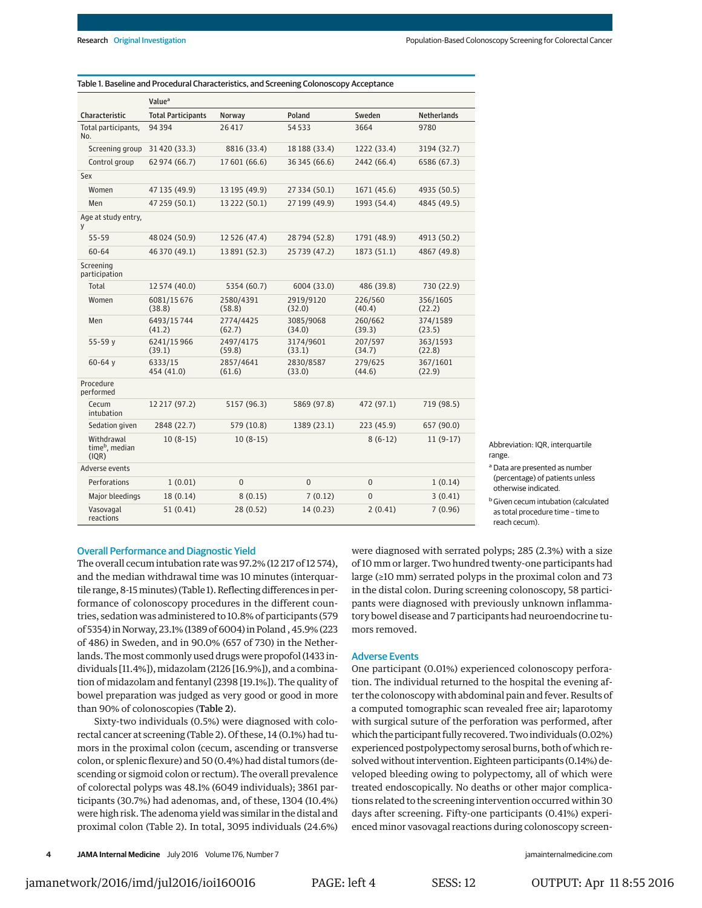Table 1. Baseline and Procedural Characteristics, and Screening Colonoscopy Acceptance

| Characteristic | Value[a] | | | | |
|---|---|---|---|---|---|
| | Total Participants | Norway | Poland | Sweden | Netherlands |
| Total participants, No. | 94 394 | 26 417 | 54 533 | 3664 | 9780 |
| Screening group | 31 420 (33.3) | 8816 (33.4) | 18 188 (33.4) | 1222 (33.4) | 3194 (32.7) |
| Control group | 62 974 (66.7) | 17 601 (66.6) | 36 345 (66.6) | 2442 (66.4) | 6586 (67.3) |
| Sex | | | | | |
| Women | 47 135 (49.9) | 13 195 (49.9) | 27 334 (50.1) | 1671 (45.6) | 4935 (50.5) |
| Men | 47 259 (50.1) | 13 222 (50.1) | 27 199 (49.9) | 1993 (54.4) | 4845 (49.5) |
| Age at study entry, y | | | | | |
| 55-59 | 48 024 (50.9) | 12 526 (47.4) | 28 794 (52.8) | 1791 (48.9) | 4913 (50.2) |
| 60-64 | 46 370 (49.1) | 13 891 (52.3) | 25 739 (47.2) | 1873 (51.1) | 4867 (49.8) |
| Screening participation | | | | | |
| Total | 12 574 (40.0) | 5354 (60.7) | 6004 (33.0) | 486 (39.8) | 730 (22.9) |
| Women | 6081/15 676 (38.8) | 2580/4391 (58.8) | 2919/9120 (32.0) | 226/560 (40.4) | 356/1605 (22.2) |
| Men | 6493/15 744 (41.2) | 2774/4425 (62.7) | 3085/9068 (34.0) | 260/662 (39.3) | 374/1589 (23.5) |
| 55-59 y | 6241/15 966 (39.1) | 2497/4175 (59.8) | 3174/9601 (33.1) | 207/597 (34.7) | 363/1593 (22.8) |
| 60-64 y | 6333/15 454 (41.0) | 2857/4641 (61.6) | 2830/8587 (33.0) | 279/625 (44.6) | 367/1601 (22.9) |
| Procedure performed | | | | | |
| Cecum intubation | 12 217 (97.2) | 5157 (96.3) | 5869 (97.8) | 472 (97.1) | 719 (98.5) |
| Sedation given | 2848 (22.7) | 579 (10.8) | 1389 (23.1) | 223 (45.9) | 657 (90.0) |
| Withdrawal time[b], median (IQR) | 10 (8-15) | 10 (8-15) | | 8 (6-12) | 11 (9-17) |
| Adverse events | | | | | |
| Perforations | 1 (0.01) | 0 | 0 | 0 | 1 (0.14) |
| Major bleedings | 18 (0.14) | 8 (0.15) | 7 (0.12) | 0 | 3 (0.41) |
| Vasovagal reactions | 51 (0.41) | 28 (0.52) | 14 (0.23) | 2 (0.41) | 7 (0.96) |

Abbreviation: IQR, interquartile range.

[a] Data are presented as number (percentage) of patients unless otherwise indicated.

[b] Given cecum intubation (calculated as total procedure time – time to reach cecum).

## Overall Performance and Diagnostic Yield

The overall cecum intubation rate was 97.2% (12 217 of 12 574), and the median withdrawal time was 10 minutes (interquartile range, 8-15 minutes) (Table 1). Reflecting differences in performance of colonoscopy procedures in the different countries, sedation was administered to 10.8% of participants (579 of 5354) in Norway, 23.1% (1389 of 6004) in Poland , 45.9% (223 of 486) in Sweden, and in 90.0% (657 of 730) in the Netherlands. The most commonly used drugs were propofol (1433 individuals [11.4%]), midazolam (2126 [16.9%]), and a combination of midazolam and fentanyl (2398 [19.1%]). The quality of bowel preparation was judged as very good or good in more than 90% of colonoscopies (**Table 2**).

Sixty-two individuals (0.5%) were diagnosed with colorectal cancer at screening (Table 2). Of these, 14 (0.1%) had tumors in the proximal colon (cecum, ascending or transverse colon, or splenic flexure) and 50 (0.4%) had distal tumors (descending or sigmoid colon or rectum). The overall prevalence of colorectal polyps was 48.1% (6049 individuals); 3861 participants (30.7%) had adenomas, and, of these, 1304 (10.4%) were high risk. The adenoma yield was similar in the distal and proximal colon (Table 2). In total, 3095 individuals (24.6%) were diagnosed with serrated polyps; 285 (2.3%) with a size of 10 mm or larger. Two hundred twenty-one participants had large (≥10 mm) serrated polyps in the proximal colon and 73 in the distal colon. During screening colonoscopy, 58 participants were diagnosed with previously unknown inflammatory bowel disease and 7 participants had neuroendocrine tumors removed.

## Adverse Events

One participant (0.01%) experienced colonoscopy perforation. The individual returned to the hospital the evening after the colonoscopy with abdominal pain and fever. Results of a computed tomographic scan revealed free air; laparotomy with surgical suture of the perforation was performed, after which the participant fully recovered. Two individuals (0.02%) experienced postpolypectomy serosal burns, both of which resolved without intervention. Eighteen participants (0.14%) developed bleeding owing to polypectomy, all of which were treated endoscopically. No deaths or other major complications related to the screening intervention occurred within 30 days after screening. Fifty-one participants (0.41%) experienced minor vasovagal reactions during colonoscopy screen-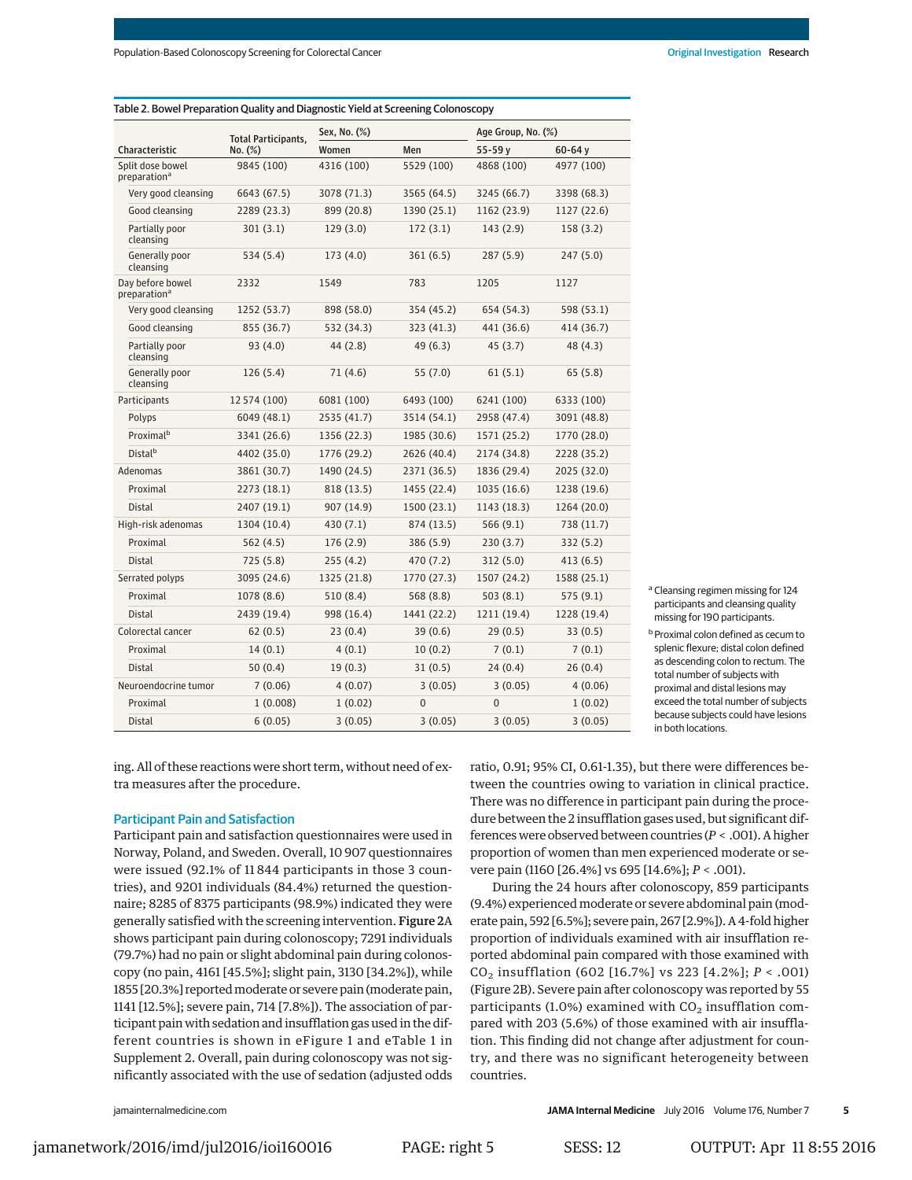Table 2. Bowel Preparation Quality and Diagnostic Yield at Screening Colonoscopy

| Characteristic | Total Participants, No. (%) | Sex, No. (%) | | Age Group, No. (%) | |
|---|---|---|---|---|---|
| | | Women | Men | 55-59 y | 60-64 y |
| Split dose bowel preparation[a] | 9845 (100) | 4316 (100) | 5529 (100) | 4868 (100) | 4977 (100) |
| Very good cleansing | 6643 (67.5) | 3078 (71.3) | 3565 (64.5) | 3245 (66.7) | 3398 (68.3) |
| Good cleansing | 2289 (23.3) | 899 (20.8) | 1390 (25.1) | 1162 (23.9) | 1127 (22.6) |
| Partially poor cleansing | 301 (3.1) | 129 (3.0) | 172 (3.1) | 143 (2.9) | 158 (3.2) |
| Generally poor cleansing | 534 (5.4) | 173 (4.0) | 361 (6.5) | 287 (5.9) | 247 (5.0) |
| Day before bowel preparation[a] | 2332 | 1549 | 783 | 1205 | 1127 |
| Very good cleansing | 1252 (53.7) | 898 (58.0) | 354 (45.2) | 654 (54.3) | 598 (53.1) |
| Good cleansing | 855 (36.7) | 532 (34.3) | 323 (41.3) | 441 (36.6) | 414 (36.7) |
| Partially poor cleansing | 93 (4.0) | 44 (2.8) | 49 (6.3) | 45 (3.7) | 48 (4.3) |
| Generally poor cleansing | 126 (5.4) | 71 (4.6) | 55 (7.0) | 61 (5.1) | 65 (5.8) |
| Participants | 12 574 (100) | 6081 (100) | 6493 (100) | 6241 (100) | 6333 (100) |
| Polyps | 6049 (48.1) | 2535 (41.7) | 3514 (54.1) | 2958 (47.4) | 3091 (48.8) |
| Proximal[b] | 3341 (26.6) | 1356 (22.3) | 1985 (30.6) | 1571 (25.2) | 1770 (28.0) |
| Distal[b] | 4402 (35.0) | 1776 (29.2) | 2626 (40.4) | 2174 (34.8) | 2228 (35.2) |
| Adenomas | 3861 (30.7) | 1490 (24.5) | 2371 (36.5) | 1836 (29.4) | 2025 (32.0) |
| Proximal | 2273 (18.1) | 818 (13.5) | 1455 (22.4) | 1035 (16.6) | 1238 (19.6) |
| Distal | 2407 (19.1) | 907 (14.9) | 1500 (23.1) | 1143 (18.3) | 1264 (20.0) |
| High-risk adenomas | 1304 (10.4) | 430 (7.1) | 874 (13.5) | 566 (9.1) | 738 (11.7) |
| Proximal | 562 (4.5) | 176 (2.9) | 386 (5.9) | 230 (3.7) | 332 (5.2) |
| Distal | 725 (5.8) | 255 (4.2) | 470 (7.2) | 312 (5.0) | 413 (6.5) |
| Serrated polyps | 3095 (24.6) | 1325 (21.8) | 1770 (27.3) | 1507 (24.2) | 1588 (25.1) |
| Proximal | 1078 (8.6) | 510 (8.4) | 568 (8.8) | 503 (8.1) | 575 (9.1) |
| Distal | 2439 (19.4) | 998 (16.4) | 1441 (22.2) | 1211 (19.4) | 1228 (19.4) |
| Colorectal cancer | 62 (0.5) | 23 (0.4) | 39 (0.6) | 29 (0.5) | 33 (0.5) |
| Proximal | 14 (0.1) | 4 (0.1) | 10 (0.2) | 7 (0.1) | 7 (0.1) |
| Distal | 50 (0.4) | 19 (0.3) | 31 (0.5) | 24 (0.4) | 26 (0.4) |
| Neuroendocrine tumor | 7 (0.06) | 4 (0.07) | 3 (0.05) | 3 (0.05) | 4 (0.06) |
| Proximal | 1 (0.008) | 1 (0.02) | 0 | 0 | 1 (0.02) |
| Distal | 6 (0.05) | 3 (0.05) | 3 (0.05) | 3 (0.05) | 3 (0.05) |

[a] Cleansing regimen missing for 124 participants and cleansing quality missing for 190 participants.

[b] Proximal colon defined as cecum to splenic flexure; distal colon defined as descending colon to rectum. The total number of subjects with proximal and distal lesions may exceed the total number of subjects because subjects could have lesions in both locations.

ing. All of these reactions were short term, without need of extra measures after the procedure.

## Participant Pain and Satisfaction

Participant pain and satisfaction questionnaires were used in Norway, Poland, and Sweden. Overall, 10 907 questionnaires were issued (92.1% of 11 844 participants in those 3 countries), and 9201 individuals (84.4%) returned the questionnaire; 8285 of 8375 participants (98.9%) indicated they were generally satisfied with the screening intervention. **Figure 2**A shows participant pain during colonoscopy; 7291 individuals (79.7%) had no pain or slight abdominal pain during colonoscopy (no pain, 4161 [45.5%]; slight pain, 3130 [34.2%]), while 1855 [20.3%] reported moderate or severe pain (moderate pain, 1141 [12.5%]; severe pain, 714 [7.8%]). The association of participant pain with sedation and insufflation gas used in the different countries is shown in eFigure 1 and eTable 1 in Supplement 2. Overall, pain during colonoscopy was not significantly associated with the use of sedation (adjusted odds ratio, 0.91; 95% CI, 0.61-1.35), but there were differences between the countries owing to variation in clinical practice. There was no difference in participant pain during the procedure between the 2 insufflation gases used, but significant differences were observed between countries ($P < .001$). A higher proportion of women than men experienced moderate or severe pain (1160 [26.4%] vs 695 [14.6%]; $P < .001$).

During the 24 hours after colonoscopy, 859 participants (9.4%) experienced moderate or severe abdominal pain (moderate pain, 592 [6.5%]; severe pain, 267 [2.9%]). A 4-fold higher proportion of individuals examined with air insufflation reported abdominal pain compared with those examined with $CO_2$ insufflation (602 [16.7%] vs 223 [4.2%]; $P < .001$) (Figure 2B). Severe pain after colonoscopy was reported by 55 participants (1.0%) examined with $CO_2$ insufflation compared with 203 (5.6%) of those examined with air insufflation. This finding did not change after adjustment for country, and there was no significant heterogeneity between countries.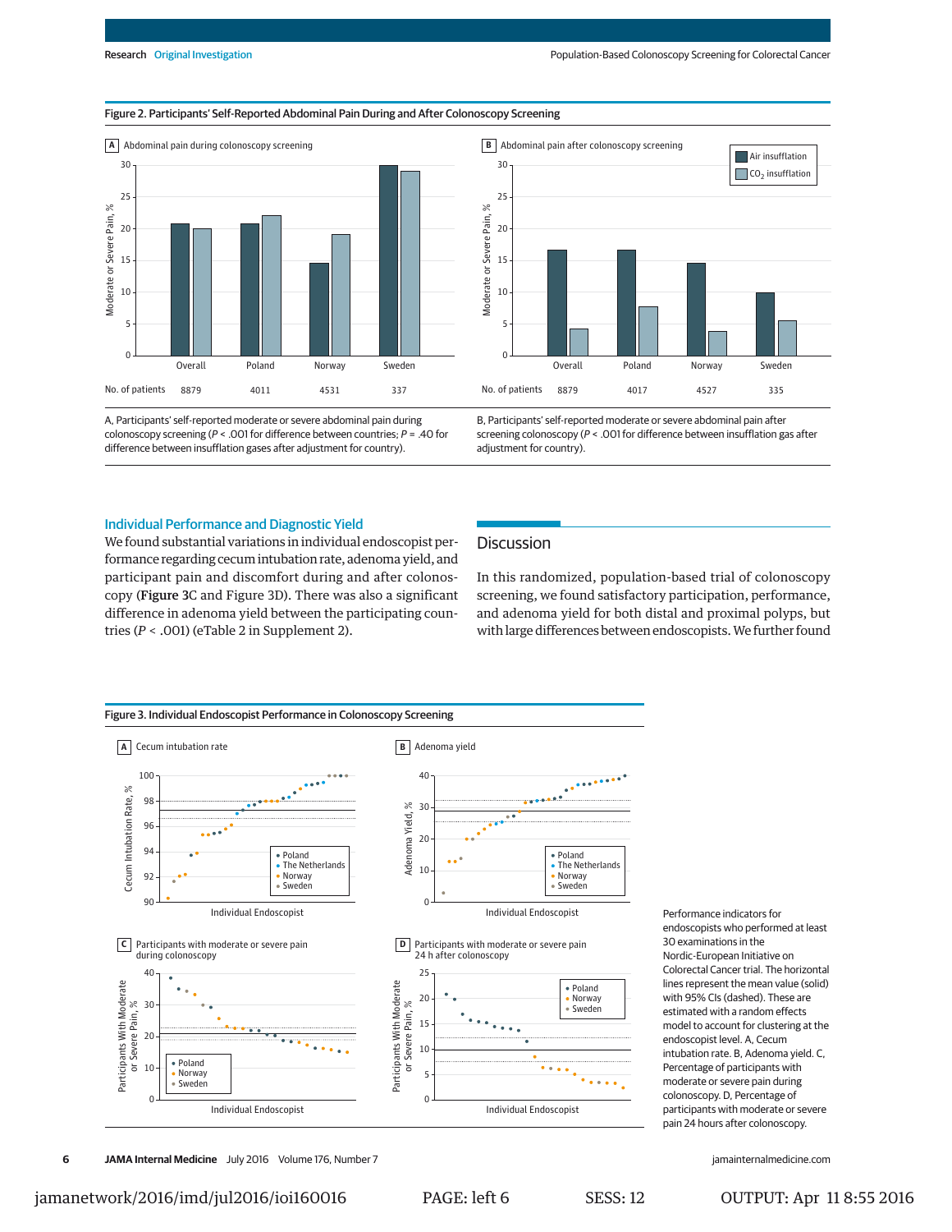Figure 2. Participants' Self-Reported Abdominal Pain During and After Colonoscopy Screening

A, Participants' self-reported moderate or severe abdominal pain during colonoscopy screening ($P < .001$ for difference between countries; $P = .40$ for difference between insufflation gases after adjustment for country).

B, Participants' self-reported moderate or severe abdominal pain after screening colonoscopy ($P < .001$ for difference between insufflation gas after adjustment for country).

## Individual Performance and Diagnostic Yield

We found substantial variations in individual endoscopist performance regarding cecum intubation rate, adenoma yield, and participant pain and discomfort during and after colonoscopy (**Figure 3**C and Figure 3D). There was also a significant difference in adenoma yield between the participating countries ($P < .001$) (eTable 2 in Supplement 2).

## Discussion

In this randomized, population-based trial of colonoscopy screening, we found satisfactory participation, performance, and adenoma yield for both distal and proximal polyps, but with large differences between endoscopists. We further found

Figure 3. Individual Endoscopist Performance in Colonoscopy Screening

Performance indicators for endoscopists who performed at least 30 examinations in the Nordic-European Initiative on Colorectal Cancer trial. The horizontal lines represent the mean value (solid) with 95% CIs (dashed). These are estimated with a random effects model to account for clustering at the endoscopist level. A, Cecum intubation rate. B, Adenoma yield. C, Percentage of participants with moderate or severe pain during colonoscopy. D, Percentage of participants with moderate or severe pain 24 hours after colonoscopy.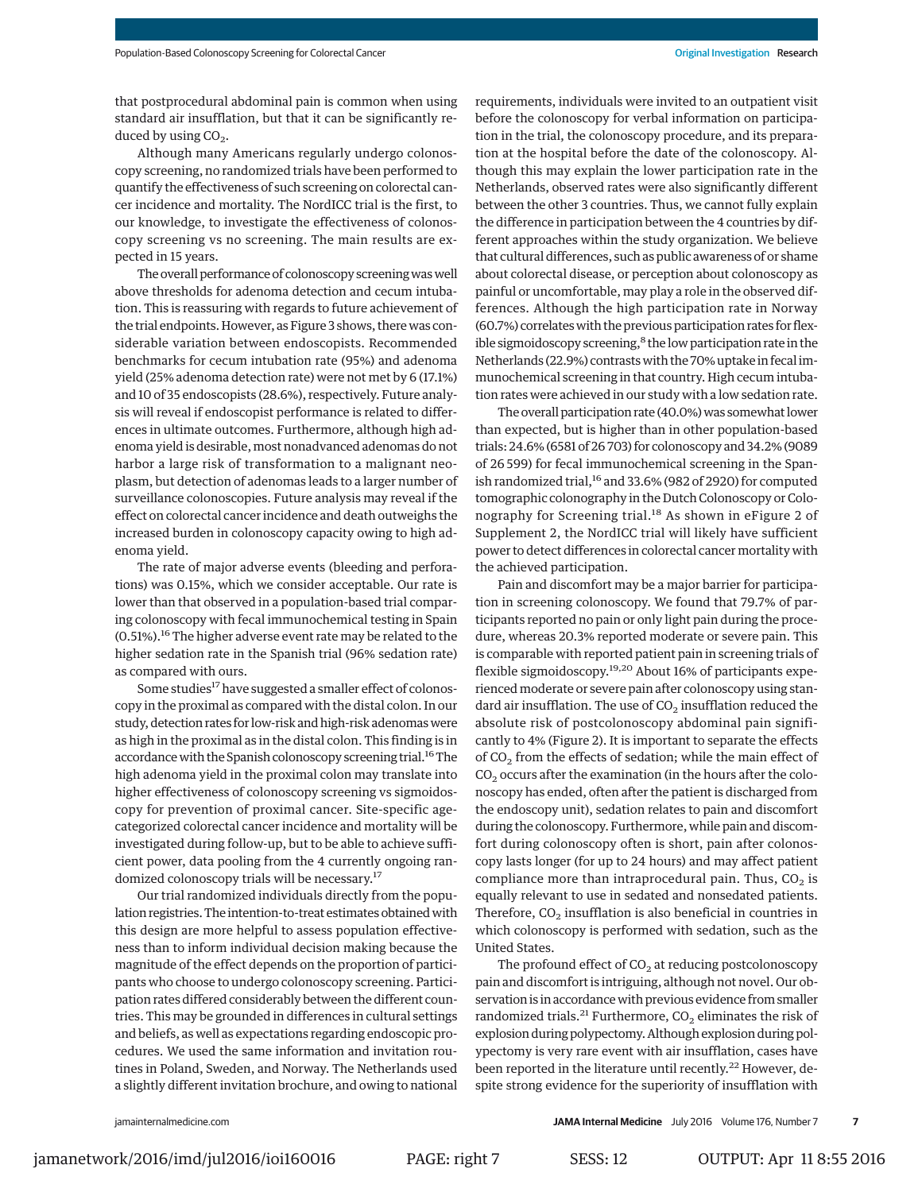that postprocedural abdominal pain is common when using standard air insufflation, but that it can be significantly reduced by using $CO_2$.

Although many Americans regularly undergo colonoscopy screening, no randomized trials have been performed to quantify the effectiveness of such screening on colorectal cancer incidence and mortality. The NordICC trial is the first, to our knowledge, to investigate the effectiveness of colonoscopy screening vs no screening. The main results are expected in 15 years.

The overall performance of colonoscopy screening was well above thresholds for adenoma detection and cecum intubation. This is reassuring with regards to future achievement of the trial endpoints. However, as Figure 3 shows, there was considerable variation between endoscopists. Recommended benchmarks for cecum intubation rate (95%) and adenoma yield (25% adenoma detection rate) were not met by 6 (17.1%) and 10 of 35 endoscopists (28.6%), respectively. Future analysis will reveal if endoscopist performance is related to differences in ultimate outcomes. Furthermore, although high adenoma yield is desirable, most nonadvanced adenomas do not harbor a large risk of transformation to a malignant neoplasm, but detection of adenomas leads to a larger number of surveillance colonoscopies. Future analysis may reveal if the effect on colorectal cancer incidence and death outweighs the increased burden in colonoscopy capacity owing to high adenoma yield.

The rate of major adverse events (bleeding and perforations) was 0.15%, which we consider acceptable. Our rate is lower than that observed in a population-based trial comparing colonoscopy with fecal immunochemical testing in Spain (0.51%).[16] The higher adverse event rate may be related to the higher sedation rate in the Spanish trial (96% sedation rate) as compared with ours.

Some studies[17] have suggested a smaller effect of colonoscopy in the proximal as compared with the distal colon. In our study, detection rates for low-risk and high-risk adenomas were as high in the proximal as in the distal colon. This finding is in accordance with the Spanish colonoscopy screening trial.[16] The high adenoma yield in the proximal colon may translate into higher effectiveness of colonoscopy screening vs sigmoidoscopy for prevention of proximal cancer. Site-specific age-categorized colorectal cancer incidence and mortality will be investigated during follow-up, but to be able to achieve sufficient power, data pooling from the 4 currently ongoing randomized colonoscopy trials will be necessary.[17]

Our trial randomized individuals directly from the population registries. The intention-to-treat estimates obtained with this design are more helpful to assess population effectiveness than to inform individual decision making because the magnitude of the effect depends on the proportion of participants who choose to undergo colonoscopy screening. Participation rates differed considerably between the different countries. This may be grounded in differences in cultural settings and beliefs, as well as expectations regarding endoscopic procedures. We used the same information and invitation routines in Poland, Sweden, and Norway. The Netherlands used a slightly different invitation brochure, and owing to national requirements, individuals were invited to an outpatient visit before the colonoscopy for verbal information on participation in the trial, the colonoscopy procedure, and its preparation at the hospital before the date of the colonoscopy. Although this may explain the lower participation rate in the Netherlands, observed rates were also significantly different between the other 3 countries. Thus, we cannot fully explain the difference in participation between the 4 countries by different approaches within the study organization. We believe that cultural differences, such as public awareness of or shame about colorectal disease, or perception about colonoscopy as painful or uncomfortable, may play a role in the observed differences. Although the high participation rate in Norway (60.7%) correlates with the previous participation rates for flexible sigmoidoscopy screening,[8] the low participation rate in the Netherlands (22.9%) contrasts with the 70% uptake in fecal immunochemical screening in that country. High cecum intubation rates were achieved in our study with a low sedation rate.

The overall participation rate (40.0%) was somewhat lower than expected, but is higher than in other population-based trials: 24.6% (6581 of 26 703) for colonoscopy and 34.2% (9089 of 26 599) for fecal immunochemical screening in the Spanish randomized trial,[16] and 33.6% (982 of 2920) for computed tomographic colonography in the Dutch Colonoscopy or Colonography for Screening trial.[18] As shown in eFigure 2 of Supplement 2, the NordICC trial will likely have sufficient power to detect differences in colorectal cancer mortality with the achieved participation.

Pain and discomfort may be a major barrier for participation in screening colonoscopy. We found that 79.7% of participants reported no pain or only light pain during the procedure, whereas 20.3% reported moderate or severe pain. This is comparable with reported patient pain in screening trials of flexible sigmoidoscopy.[19,20] About 16% of participants experienced moderate or severe pain after colonoscopy using standard air insufflation. The use of $CO_2$ insufflation reduced the absolute risk of postcolonoscopy abdominal pain significantly to 4% (Figure 2). It is important to separate the effects of $CO_2$ from the effects of sedation; while the main effect of $CO_2$ occurs after the examination (in the hours after the colonoscopy has ended, often after the patient is discharged from the endoscopy unit), sedation relates to pain and discomfort during the colonoscopy. Furthermore, while pain and discomfort during colonoscopy often is short, pain after colonoscopy lasts longer (for up to 24 hours) and may affect patient compliance more than intraprocedural pain. Thus, $CO_2$ is equally relevant to use in sedated and nonsedated patients. Therefore, $CO_2$ insufflation is also beneficial in countries in which colonoscopy is performed with sedation, such as the United States.

The profound effect of $CO_2$ at reducing postcolonoscopy pain and discomfort is intriguing, although not novel. Our observation is in accordance with previous evidence from smaller randomized trials.[21] Furthermore, $CO_2$ eliminates the risk of explosion during polypectomy. Although explosion during polypectomy is very rare event with air insufflation, cases have been reported in the literature until recently.[22] However, despite strong evidence for the superiority of insufflation with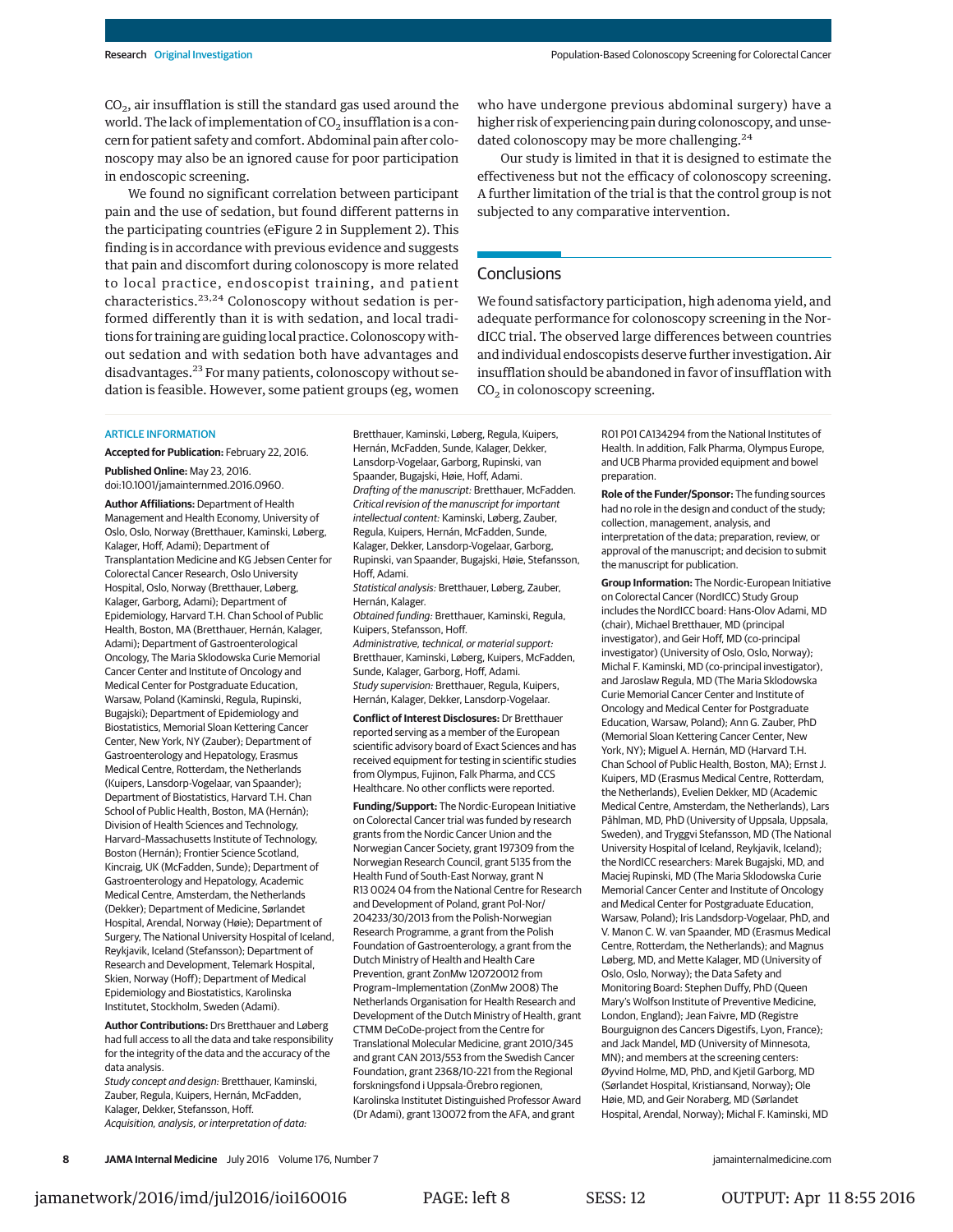$CO_2$, air insufflation is still the standard gas used around the world. The lack of implementation of $CO_2$ insufflation is a concern for patient safety and comfort. Abdominal pain after colonoscopy may also be an ignored cause for poor participation in endoscopic screening.

We found no significant correlation between participant pain and the use of sedation, but found different patterns in the participating countries (eFigure 2 in Supplement 2). This finding is in accordance with previous evidence and suggests that pain and discomfort during colonoscopy is more related to local practice, endoscopist training, and patient characteristics.[23,24] Colonoscopy without sedation is performed differently than it is with sedation, and local traditions for training are guiding local practice. Colonoscopy without sedation and with sedation both have advantages and disadvantages.[23] For many patients, colonoscopy without sedation is feasible. However, some patient groups (eg, women who have undergone previous abdominal surgery) have a higher risk of experiencing pain during colonoscopy, and unsedated colonoscopy may be more challenging.[24]

Our study is limited in that it is designed to estimate the effectiveness but not the efficacy of colonoscopy screening. A further limitation of the trial is that the control group is not subjected to any comparative intervention.

## Conclusions

We found satisfactory participation, high adenoma yield, and adequate performance for colonoscopy screening in the NordICC trial. The observed large differences between countries and individual endoscopists deserve further investigation. Air insufflation should be abandoned in favor of insufflation with $CO_2$ in colonoscopy screening.

ARTICLE INFORMATION

**Accepted for Publication:** February 22, 2016.

**Published Online:** May 23, 2016. doi:10.1001/jamainternmed.2016.0960.

**Author Affiliations:** Department of Health Management and Health Economy, University of Oslo, Oslo, Norway (Bretthauer, Kaminski, Løberg, Kalager, Hoff, Adami); Department of Transplantation Medicine and KG Jebsen Center for Colorectal Cancer Research, Oslo University Hospital, Oslo, Norway (Bretthauer, Løberg, Kalager, Garborg, Adami); Department of Epidemiology, Harvard T.H. Chan School of Public Health, Boston, MA (Bretthauer, Hernán, Kalager, Adami); Department of Gastroenterological Oncology, The Maria Sklodowska Curie Memorial Cancer Center and Institute of Oncology and Medical Center for Postgraduate Education, Warsaw, Poland (Kaminski, Regula, Rupinski, Bugajski); Department of Epidemiology and Biostatistics, Memorial Sloan Kettering Cancer Center, New York, NY (Zauber); Department of Gastroenterology and Hepatology, Erasmus Medical Centre, Rotterdam, the Netherlands (Kuipers, Lansdorp-Vogelaar, van Spaander); Department of Biostatistics, Harvard T.H. Chan School of Public Health, Boston, MA (Hernán); Division of Health Sciences and Technology, Harvard–Massachusetts Institute of Technology, Boston (Hernán); Frontier Science Scotland, Kincraig, UK (McFadden, Sunde); Department of Gastroenterology and Hepatology, Academic Medical Centre, Amsterdam, the Netherlands (Dekker); Department of Medicine, Sørlandet Hospital, Arendal, Norway (Høie); Department of Surgery, The National University Hospital of Iceland, Reykjavik, Iceland (Stefansson); Department of Research and Development, Telemark Hospital, Skien, Norway (Hoff); Department of Medical Epidemiology and Biostatistics, Karolinska Institutet, Stockholm, Sweden (Adami).

**Author Contributions:** Drs Bretthauer and Løberg had full access to all the data and take responsibility for the integrity of the data and the accuracy of the data analysis.

*Study concept and design:* Bretthauer, Kaminski, Zauber, Regula, Kuipers, Hernán, McFadden, Kalager, Dekker, Stefansson, Hoff.

*Acquisition, analysis, or interpretation of data:* Bretthauer, Kaminski, Løberg, Regula, Kuipers, Hernán, McFadden, Sunde, Kalager, Dekker, Lansdorp-Vogelaar, Garborg, Rupinski, van Spaander, Bugajski, Høie, Hoff, Adami.

*Drafting of the manuscript:* Bretthauer, McFadden.

*Critical revision of the manuscript for important intellectual content:* Kaminski, Løberg, Zauber, Regula, Kuipers, Hernán, McFadden, Sunde, Kalager, Dekker, Lansdorp-Vogelaar, Garborg, Rupinski, van Spaander, Bugajski, Høie, Stefansson, Hoff, Adami.

*Statistical analysis:* Bretthauer, Løberg, Zauber, Hernán, Kalager.

*Obtained funding:* Bretthauer, Kaminski, Regula, Kuipers, Stefansson, Hoff.

*Administrative, technical, or material support:* Bretthauer, Kaminski, Løberg, Kuipers, McFadden, Sunde, Kalager, Garborg, Hoff, Adami.

*Study supervision:* Bretthauer, Regula, Kuipers, Hernán, Kalager, Dekker, Lansdorp-Vogelaar.

**Conflict of Interest Disclosures:** Dr Bretthauer reported serving as a member of the European scientific advisory board of Exact Sciences and has received equipment for testing in scientific studies from Olympus, Fujinon, Falk Pharma, and CCS Healthcare. No other conflicts were reported.

**Funding/Support:** The Nordic-European Initiative on Colorectal Cancer trial was funded by research grants from the Nordic Cancer Union and the Norwegian Cancer Society, grant 197309 from the Norwegian Research Council, grant 5135 from the Health Fund of South-East Norway, grant N R13 0024 04 from the National Centre for Research and Development of Poland, grant Pol-Nor/204233/30/2013 from the Polish-Norwegian Research Programme, a grant from the Polish Foundation of Gastroenterology, a grant from the Dutch Ministry of Health and Health Care Prevention, grant ZonMw 120720012 from Program–Implementation (ZonMw 2008) The Netherlands Organisation for Health Research and Development of the Dutch Ministry of Health, grant CTMM DeCoDe-project from the Centre for Translational Molecular Medicine, grant 2010/345 and grant CAN 2013/553 from the Swedish Cancer Foundation, grant 2368/10-221 from the Regional forskningsfond i Uppsala-Örebro regionen, Karolinska Institutet Distinguished Professor Award (Dr Adami), grant 130072 from the AFA, and grant R01 P01 CA134294 from the National Institutes of Health. In addition, Falk Pharma, Olympus Europe, and UCB Pharma provided equipment and bowel preparation.

**Role of the Funder/Sponsor:** The funding sources had no role in the design and conduct of the study; collection, management, analysis, and interpretation of the data; preparation, review, or approval of the manuscript; and decision to submit the manuscript for publication.

**Group Information:** The Nordic-European Initiative on Colorectal Cancer (NordICC) Study Group includes the NordICC board: Hans-Olov Adami, MD (chair), Michael Bretthauer, MD (principal investigator), and Geir Hoff, MD (co-principal investigator) (University of Oslo, Oslo, Norway); Michal F. Kaminski, MD (co-principal investigator), and Jaroslaw Regula, MD (The Maria Sklodowska Curie Memorial Cancer Center and Institute of Oncology and Medical Center for Postgraduate Education, Warsaw, Poland); Ann G. Zauber, PhD (Memorial Sloan Kettering Cancer Center, New York, NY); Miguel A. Hernán, MD (Harvard T.H. Chan School of Public Health, Boston, MA); Ernst J. Kuipers, MD (Erasmus Medical Centre, Rotterdam, the Netherlands), Evelien Dekker, MD (Academic Medical Centre, Amsterdam, the Netherlands), Lars Påhlman, MD, PhD (University of Uppsala, Uppsala, Sweden), and Tryggvi Stefansson, MD (The National University Hospital of Iceland, Reykjavik, Iceland); the NordICC researchers: Marek Bugajski, MD, and Maciej Rupinski, MD (The Maria Sklodowska Curie Memorial Cancer Center and Institute of Oncology and Medical Center for Postgraduate Education, Warsaw, Poland); Iris Landsdorp-Vogelaar, PhD, and V. Manon C. W. van Spaander, MD (Erasmus Medical Centre, Rotterdam, the Netherlands); and Magnus Løberg, MD, and Mette Kalager, MD (University of Oslo, Oslo, Norway); the Data Safety and Monitoring Board: Stephen Duffy, PhD (Queen Mary's Wolfson Institute of Preventive Medicine, London, England); Jean Faivre, MD (Registre Bourguignon des Cancers Digestifs, Lyon, France); and Jack Mandel, MD (University of Minnesota, MN); and members at the screening centers: Øyvind Holme, MD, PhD, and Kjetil Garborg, MD (Sørlandet Hospital, Kristiansand, Norway); Ole Høie, MD, and Geir Noraberg, MD (Sørlandet Hospital, Arendal, Norway); Michal F. Kaminski, MD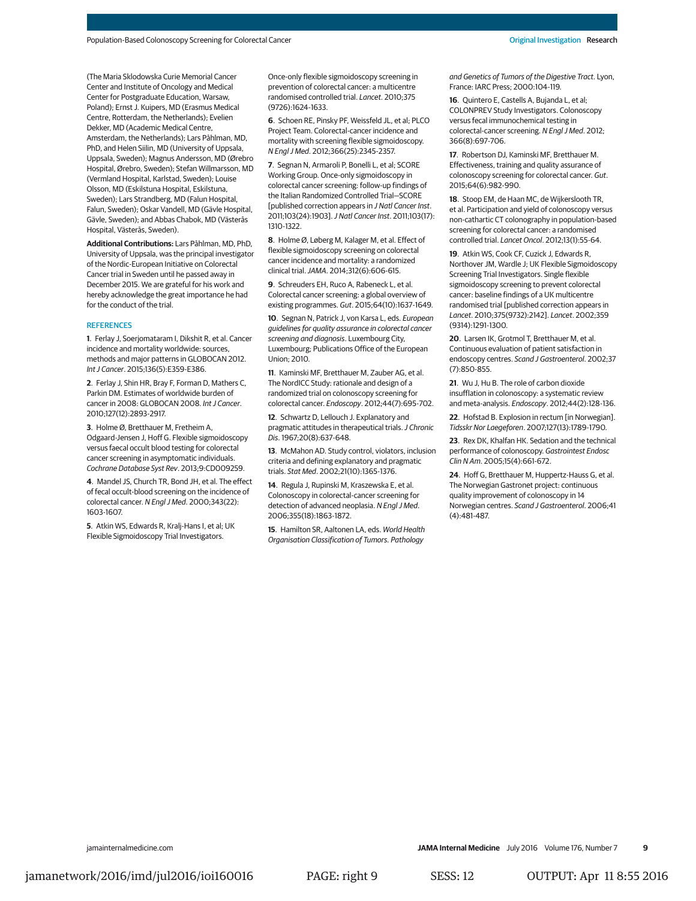(The Maria Sklodowska Curie Memorial Cancer Center and Institute of Oncology and Medical Center for Postgraduate Education, Warsaw, Poland); Ernst J. Kuipers, MD (Erasmus Medical Centre, Rotterdam, the Netherlands); Evelien Dekker, MD (Academic Medical Centre, Amsterdam, the Netherlands); Lars Påhlman, MD, PhD, and Helen Siilin, MD (University of Uppsala, Uppsala, Sweden); Magnus Andersson, MD (Ørebro Hospital, Ørebro, Sweden); Stefan Willmarsson, MD (Vermland Hospital, Karlstad, Sweden); Louise Olsson, MD (Eskilstuna Hospital, Eskilstuna, Sweden); Lars Strandberg, MD (Falun Hospital, Falun, Sweden); Oskar Vandell, MD (Gävle Hospital, Gävle, Sweden); and Abbas Chabok, MD (Västerås Hospital, Västerås, Sweden).

**Additional Contributions:** Lars Påhlman, MD, PhD, University of Uppsala, was the principal investigator of the Nordic-European Initiative on Colorectal Cancer trial in Sweden until he passed away in December 2015. We are grateful for his work and hereby acknowledge the great importance he had for the conduct of the trial.

## REFERENCES

1. Ferlay J, Soerjomataram I, Dikshit R, et al. Cancer incidence and mortality worldwide: sources, methods and major patterns in GLOBOCAN 2012. *Int J Cancer*. 2015;136(5):E359-E386.

2. Ferlay J, Shin HR, Bray F, Forman D, Mathers C, Parkin DM. Estimates of worldwide burden of cancer in 2008: GLOBOCAN 2008. *Int J Cancer*. 2010;127(12):2893-2917.

3. Holme Ø, Bretthauer M, Fretheim A, Odgaard-Jensen J, Hoff G. Flexible sigmoidoscopy versus faecal occult blood testing for colorectal cancer screening in asymptomatic individuals. *Cochrane Database Syst Rev*. 2013;9:CD009259.

4. Mandel JS, Church TR, Bond JH, et al. The effect of fecal occult-blood screening on the incidence of colorectal cancer. *N Engl J Med*. 2000;343(22):1603-1607.

5. Atkin WS, Edwards R, Kralj-Hans I, et al; UK Flexible Sigmoidoscopy Trial Investigators. Once-only flexible sigmoidoscopy screening in prevention of colorectal cancer: a multicentre randomised controlled trial. *Lancet*. 2010;375(9726):1624-1633.

6. Schoen RE, Pinsky PF, Weissfeld JL, et al; PLCO Project Team. Colorectal-cancer incidence and mortality with screening flexible sigmoidoscopy. *N Engl J Med*. 2012;366(25):2345-2357.

7. Segnan N, Armaroli P, Bonelli L, et al; SCORE Working Group. Once-only sigmoidoscopy in colorectal cancer screening: follow-up findings of the Italian Randomized Controlled Trial—SCORE [published correction appears in *J Natl Cancer Inst*. 2011;103(24):1903]. *J Natl Cancer Inst*. 2011;103(17):1310-1322.

8. Holme Ø, Løberg M, Kalager M, et al. Effect of flexible sigmoidoscopy screening on colorectal cancer incidence and mortality: a randomized clinical trial. *JAMA*. 2014;312(6):606-615.

9. Schreuders EH, Ruco A, Rabeneck L, et al. Colorectal cancer screening: a global overview of existing programmes. *Gut*. 2015;64(10):1637-1649.

10. Segnan N, Patrick J, von Karsa L, eds. *European guidelines for quality assurance in colorectal cancer screening and diagnosis*. Luxembourg City, Luxembourg; Publications Office of the European Union; 2010.

11. Kaminski MF, Bretthauer M, Zauber AG, et al. The NordICC Study: rationale and design of a randomized trial on colonoscopy screening for colorectal cancer. *Endoscopy*. 2012;44(7):695-702.

12. Schwartz D, Lellouch J. Explanatory and pragmatic attitudes in therapeutical trials. *J Chronic Dis*. 1967;20(8):637-648.

13. McMahon AD. Study control, violators, inclusion criteria and defining explanatory and pragmatic trials. *Stat Med*. 2002;21(10):1365-1376.

14. Regula J, Rupinski M, Kraszewska E, et al. Colonoscopy in colorectal-cancer screening for detection of advanced neoplasia. *N Engl J Med*. 2006;355(18):1863-1872.

15. Hamilton SR, Aaltonen LA, eds. *World Health Organisation Classification of Tumors. Pathology and Genetics of Tumors of the Digestive Tract*. Lyon, France: IARC Press; 2000:104-119.

16. Quintero E, Castells A, Bujanda L, et al; COLONPREV Study Investigators. Colonoscopy versus fecal immunochemical testing in colorectal-cancer screening. *N Engl J Med*. 2012;366(8):697-706.

17. Robertson DJ, Kaminski MF, Bretthauer M. Effectiveness, training and quality assurance of colonoscopy screening for colorectal cancer. *Gut*. 2015;64(6):982-990.

18. Stoop EM, de Haan MC, de Wijkerslooth TR, et al. Participation and yield of colonoscopy versus non-cathartic CT colonography in population-based screening for colorectal cancer: a randomised controlled trial. *Lancet Oncol*. 2012;13(1):55-64.

19. Atkin WS, Cook CF, Cuzick J, Edwards R, Northover JM, Wardle J; UK Flexible Sigmoidoscopy Screening Trial Investigators. Single flexible sigmoidoscopy screening to prevent colorectal cancer: baseline findings of a UK multicentre randomised trial [published correction appears in *Lancet*. 2010;375(9732):2142]. *Lancet*. 2002;359(9314):1291-1300.

20. Larsen IK, Grotmol T, Bretthauer M, et al. Continuous evaluation of patient satisfaction in endoscopy centres. *Scand J Gastroenterol*. 2002;37(7):850-855.

21. Wu J, Hu B. The role of carbon dioxide insufflation in colonoscopy: a systematic review and meta-analysis. *Endoscopy*. 2012;44(2):128-136.

22. Hofstad B. Explosion in rectum [in Norwegian]. *Tidsskr Nor Laegeforen*. 2007;127(13):1789-1790.

23. Rex DK, Khalfan HK. Sedation and the technical performance of colonoscopy. *Gastrointest Endosc Clin N Am*. 2005;15(4):661-672.

24. Hoff G, Bretthauer M, Huppertz-Hauss G, et al. The Norwegian Gastronet project: continuous quality improvement of colonoscopy in 14 Norwegian centres. *Scand J Gastroenterol*. 2006;41(4):481-487.